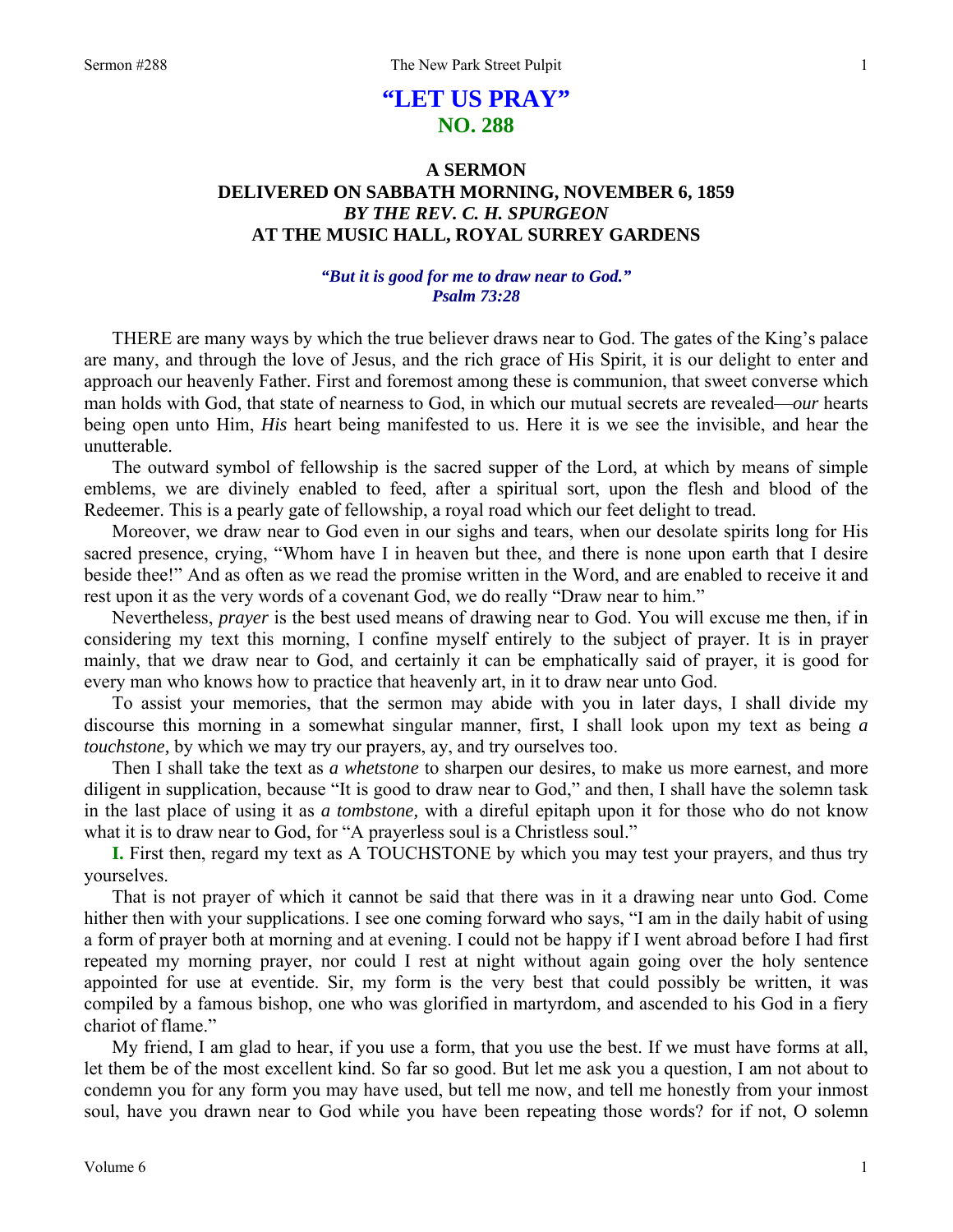# "LET US PRAY"
## NO. 288

### A SERMON
### DELIVERED ON SABBATH MORNING, NOVEMBER 6, 1859
### *BY THE REV. C. H. SPURGEON*
### AT THE MUSIC HALL, ROYAL SURREY GARDENS

***"But it is good for me to draw near to God." Psalm 73:28***

THERE are many ways by which the true believer draws near to God. The gates of the King's palace are many, and through the love of Jesus, and the rich grace of His Spirit, it is our delight to enter and approach our heavenly Father. First and foremost among these is communion, that sweet converse which man holds with God, that state of nearness to God, in which our mutual secrets are revealed—*our* hearts being open unto Him, *His* heart being manifested to us. Here it is we see the invisible, and hear the unutterable.

The outward symbol of fellowship is the sacred supper of the Lord, at which by means of simple emblems, we are divinely enabled to feed, after a spiritual sort, upon the flesh and blood of the Redeemer. This is a pearly gate of fellowship, a royal road which our feet delight to tread.

Moreover, we draw near to God even in our sighs and tears, when our desolate spirits long for His sacred presence, crying, "Whom have I in heaven but thee, and there is none upon earth that I desire beside thee!" And as often as we read the promise written in the Word, and are enabled to receive it and rest upon it as the very words of a covenant God, we do really "Draw near to him."

Nevertheless, *prayer* is the best used means of drawing near to God. You will excuse me then, if in considering my text this morning, I confine myself entirely to the subject of prayer. It is in prayer mainly, that we draw near to God, and certainly it can be emphatically said of prayer, it is good for every man who knows how to practice that heavenly art, in it to draw near unto God.

To assist your memories, that the sermon may abide with you in later days, I shall divide my discourse this morning in a somewhat singular manner, first, I shall look upon my text as being *a touchstone,* by which we may try our prayers, ay, and try ourselves too.

Then I shall take the text as *a whetstone* to sharpen our desires, to make us more earnest, and more diligent in supplication, because "It is good to draw near to God," and then, I shall have the solemn task in the last place of using it as *a tombstone,* with a direful epitaph upon it for those who do not know what it is to draw near to God, for "A prayerless soul is a Christless soul."

**I.** First then, regard my text as A TOUCHSTONE by which you may test your prayers, and thus try yourselves.

That is not prayer of which it cannot be said that there was in it a drawing near unto God. Come hither then with your supplications. I see one coming forward who says, "I am in the daily habit of using a form of prayer both at morning and at evening. I could not be happy if I went abroad before I had first repeated my morning prayer, nor could I rest at night without again going over the holy sentence appointed for use at eventide. Sir, my form is the very best that could possibly be written, it was compiled by a famous bishop, one who was glorified in martyrdom, and ascended to his God in a fiery chariot of flame."

My friend, I am glad to hear, if you use a form, that you use the best. If we must have forms at all, let them be of the most excellent kind. So far so good. But let me ask you a question, I am not about to condemn you for any form you may have used, but tell me now, and tell me honestly from your inmost soul, have you drawn near to God while you have been repeating those words? for if not, O solemn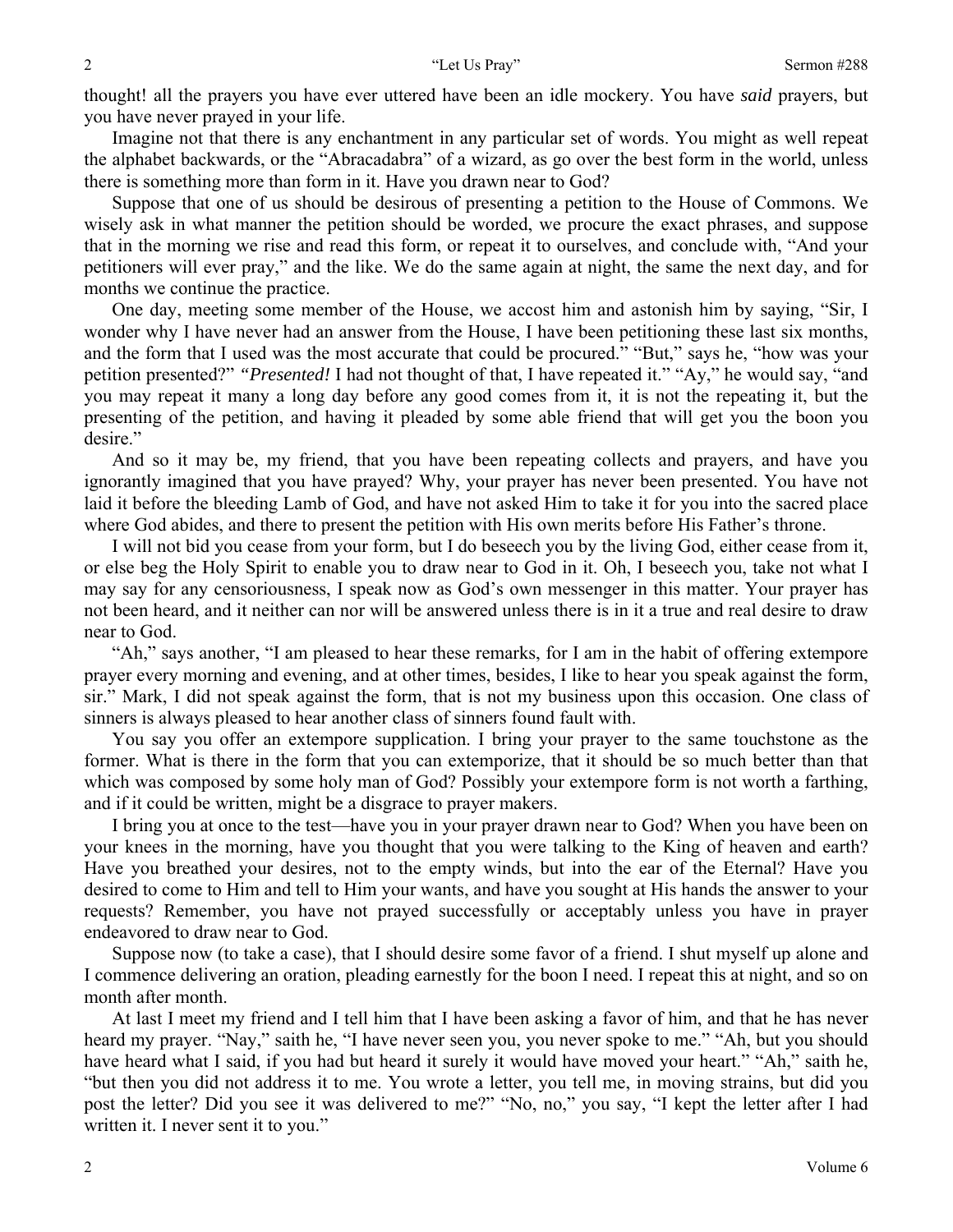thought! all the prayers you have ever uttered have been an idle mockery. You have *said* prayers, but you have never prayed in your life.

Imagine not that there is any enchantment in any particular set of words. You might as well repeat the alphabet backwards, or the "Abracadabra" of a wizard, as go over the best form in the world, unless there is something more than form in it. Have you drawn near to God?

Suppose that one of us should be desirous of presenting a petition to the House of Commons. We wisely ask in what manner the petition should be worded, we procure the exact phrases, and suppose that in the morning we rise and read this form, or repeat it to ourselves, and conclude with, "And your petitioners will ever pray," and the like. We do the same again at night, the same the next day, and for months we continue the practice.

One day, meeting some member of the House, we accost him and astonish him by saying, "Sir, I wonder why I have never had an answer from the House, I have been petitioning these last six months, and the form that I used was the most accurate that could be procured." "But," says he, "how was your petition presented?" *"Presented!* I had not thought of that, I have repeated it." "Ay," he would say, "and you may repeat it many a long day before any good comes from it, it is not the repeating it, but the presenting of the petition, and having it pleaded by some able friend that will get you the boon you desire."

And so it may be, my friend, that you have been repeating collects and prayers, and have you ignorantly imagined that you have prayed? Why, your prayer has never been presented. You have not laid it before the bleeding Lamb of God, and have not asked Him to take it for you into the sacred place where God abides, and there to present the petition with His own merits before His Father's throne.

I will not bid you cease from your form, but I do beseech you by the living God, either cease from it, or else beg the Holy Spirit to enable you to draw near to God in it. Oh, I beseech you, take not what I may say for any censoriousness, I speak now as God's own messenger in this matter. Your prayer has not been heard, and it neither can nor will be answered unless there is in it a true and real desire to draw near to God.

"Ah," says another, "I am pleased to hear these remarks, for I am in the habit of offering extempore prayer every morning and evening, and at other times, besides, I like to hear you speak against the form, sir." Mark, I did not speak against the form, that is not my business upon this occasion. One class of sinners is always pleased to hear another class of sinners found fault with.

You say you offer an extempore supplication. I bring your prayer to the same touchstone as the former. What is there in the form that you can extemporize, that it should be so much better than that which was composed by some holy man of God? Possibly your extempore form is not worth a farthing, and if it could be written, might be a disgrace to prayer makers.

I bring you at once to the test—have you in your prayer drawn near to God? When you have been on your knees in the morning, have you thought that you were talking to the King of heaven and earth? Have you breathed your desires, not to the empty winds, but into the ear of the Eternal? Have you desired to come to Him and tell to Him your wants, and have you sought at His hands the answer to your requests? Remember, you have not prayed successfully or acceptably unless you have in prayer endeavored to draw near to God.

Suppose now (to take a case), that I should desire some favor of a friend. I shut myself up alone and I commence delivering an oration, pleading earnestly for the boon I need. I repeat this at night, and so on month after month.

At last I meet my friend and I tell him that I have been asking a favor of him, and that he has never heard my prayer. "Nay," saith he, "I have never seen you, you never spoke to me." "Ah, but you should have heard what I said, if you had but heard it surely it would have moved your heart." "Ah," saith he, "but then you did not address it to me. You wrote a letter, you tell me, in moving strains, but did you post the letter? Did you see it was delivered to me?" "No, no," you say, "I kept the letter after I had written it. I never sent it to you."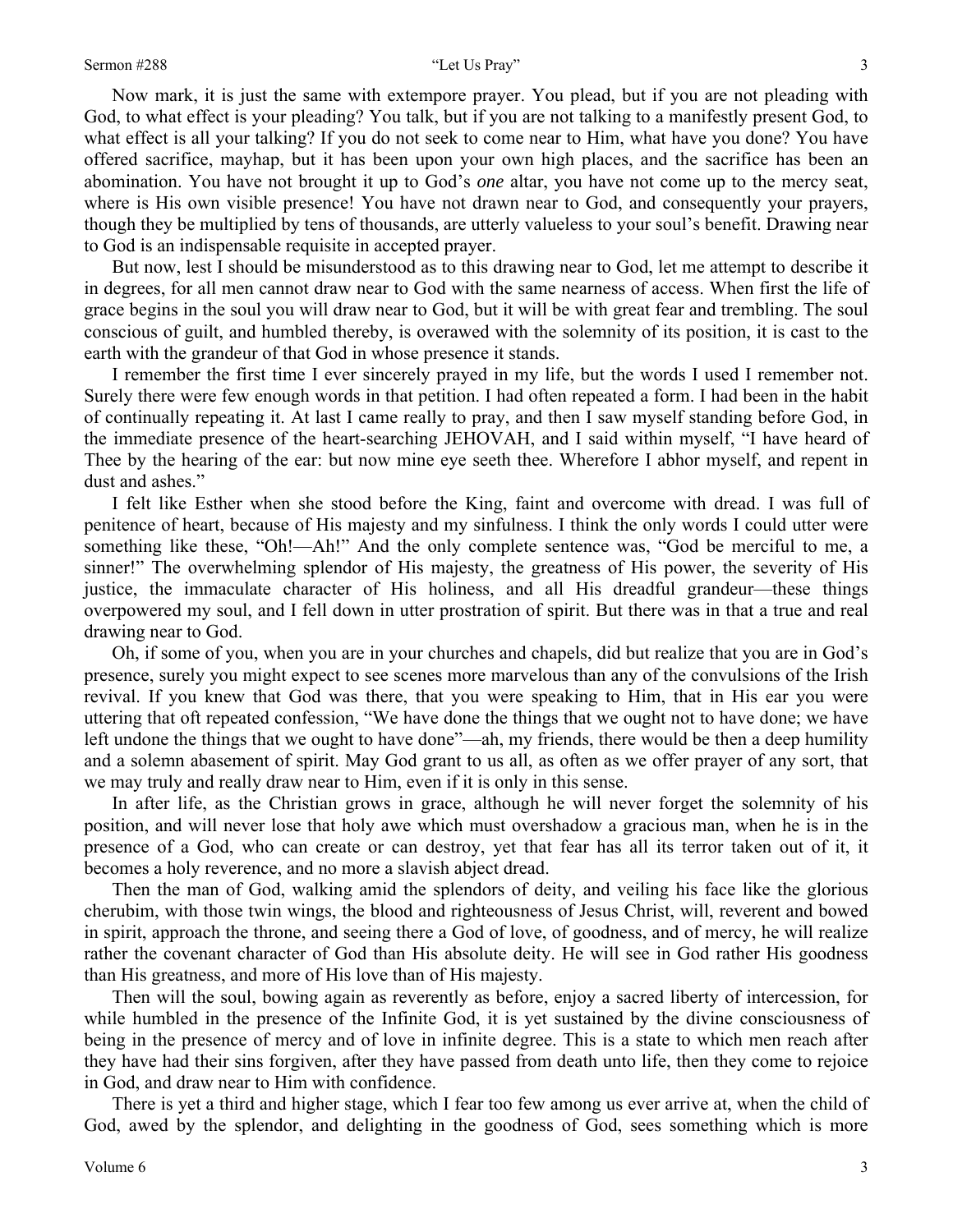Now mark, it is just the same with extempore prayer. You plead, but if you are not pleading with God, to what effect is your pleading? You talk, but if you are not talking to a manifestly present God, to what effect is all your talking? If you do not seek to come near to Him, what have you done? You have offered sacrifice, mayhap, but it has been upon your own high places, and the sacrifice has been an abomination. You have not brought it up to God's *one* altar, you have not come up to the mercy seat, where is His own visible presence! You have not drawn near to God, and consequently your prayers, though they be multiplied by tens of thousands, are utterly valueless to your soul's benefit. Drawing near to God is an indispensable requisite in accepted prayer.

But now, lest I should be misunderstood as to this drawing near to God, let me attempt to describe it in degrees, for all men cannot draw near to God with the same nearness of access. When first the life of grace begins in the soul you will draw near to God, but it will be with great fear and trembling. The soul conscious of guilt, and humbled thereby, is overawed with the solemnity of its position, it is cast to the earth with the grandeur of that God in whose presence it stands.

I remember the first time I ever sincerely prayed in my life, but the words I used I remember not. Surely there were few enough words in that petition. I had often repeated a form. I had been in the habit of continually repeating it. At last I came really to pray, and then I saw myself standing before God, in the immediate presence of the heart-searching JEHOVAH, and I said within myself, "I have heard of Thee by the hearing of the ear: but now mine eye seeth thee. Wherefore I abhor myself, and repent in dust and ashes."

I felt like Esther when she stood before the King, faint and overcome with dread. I was full of penitence of heart, because of His majesty and my sinfulness. I think the only words I could utter were something like these, "Oh!—Ah!" And the only complete sentence was, "God be merciful to me, a sinner!" The overwhelming splendor of His majesty, the greatness of His power, the severity of His justice, the immaculate character of His holiness, and all His dreadful grandeur—these things overpowered my soul, and I fell down in utter prostration of spirit. But there was in that a true and real drawing near to God.

Oh, if some of you, when you are in your churches and chapels, did but realize that you are in God's presence, surely you might expect to see scenes more marvelous than any of the convulsions of the Irish revival. If you knew that God was there, that you were speaking to Him, that in His ear you were uttering that oft repeated confession, "We have done the things that we ought not to have done; we have left undone the things that we ought to have done"—ah, my friends, there would be then a deep humility and a solemn abasement of spirit. May God grant to us all, as often as we offer prayer of any sort, that we may truly and really draw near to Him, even if it is only in this sense.

In after life, as the Christian grows in grace, although he will never forget the solemnity of his position, and will never lose that holy awe which must overshadow a gracious man, when he is in the presence of a God, who can create or can destroy, yet that fear has all its terror taken out of it, it becomes a holy reverence, and no more a slavish abject dread.

Then the man of God, walking amid the splendors of deity, and veiling his face like the glorious cherubim, with those twin wings, the blood and righteousness of Jesus Christ, will, reverent and bowed in spirit, approach the throne, and seeing there a God of love, of goodness, and of mercy, he will realize rather the covenant character of God than His absolute deity. He will see in God rather His goodness than His greatness, and more of His love than of His majesty.

Then will the soul, bowing again as reverently as before, enjoy a sacred liberty of intercession, for while humbled in the presence of the Infinite God, it is yet sustained by the divine consciousness of being in the presence of mercy and of love in infinite degree. This is a state to which men reach after they have had their sins forgiven, after they have passed from death unto life, then they come to rejoice in God, and draw near to Him with confidence.

There is yet a third and higher stage, which I fear too few among us ever arrive at, when the child of God, awed by the splendor, and delighting in the goodness of God, sees something which is more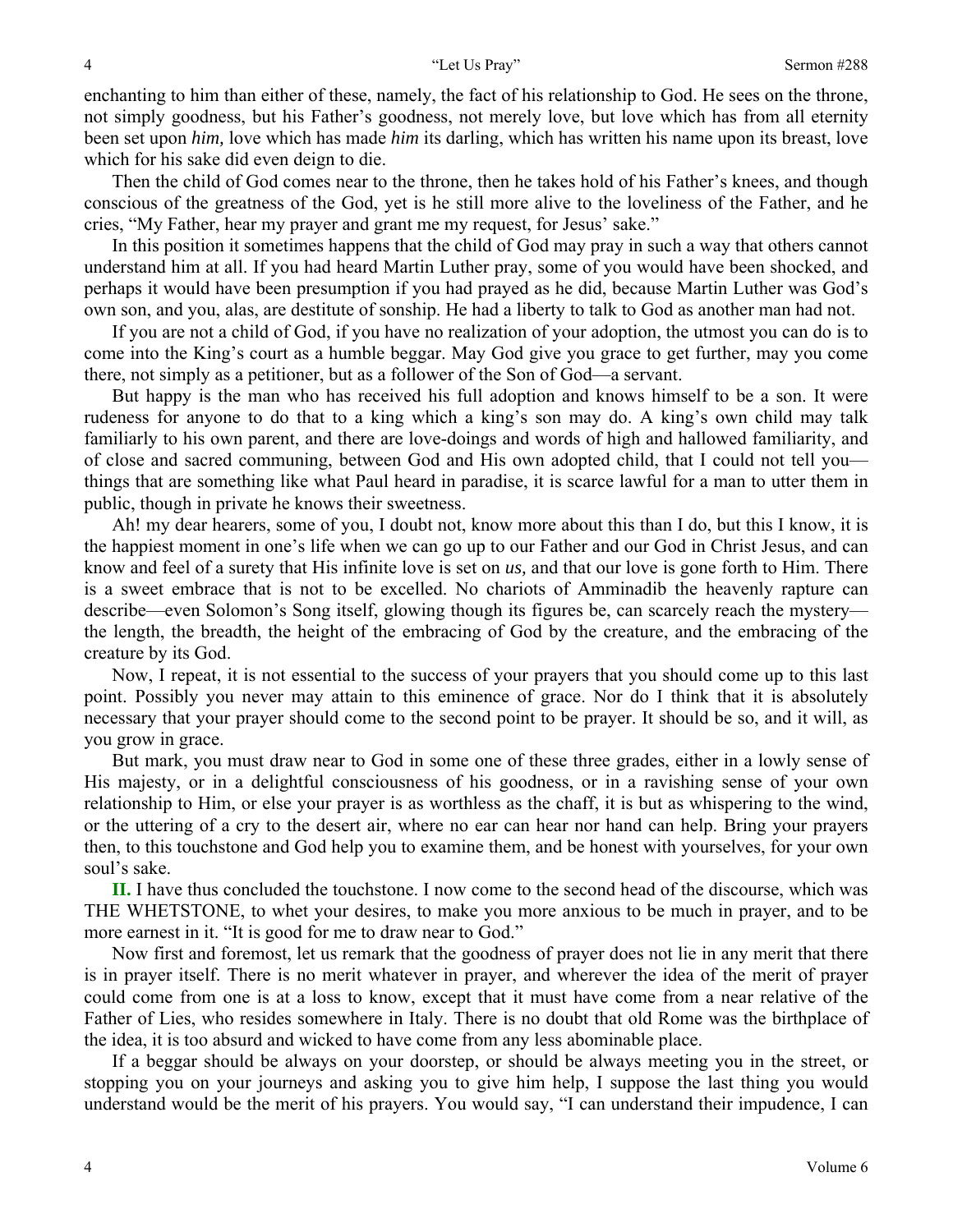enchanting to him than either of these, namely, the fact of his relationship to God. He sees on the throne, not simply goodness, but his Father's goodness, not merely love, but love which has from all eternity been set upon *him,* love which has made *him* its darling, which has written his name upon its breast, love which for his sake did even deign to die.

Then the child of God comes near to the throne, then he takes hold of his Father's knees, and though conscious of the greatness of the God, yet is he still more alive to the loveliness of the Father, and he cries, "My Father, hear my prayer and grant me my request, for Jesus' sake."

In this position it sometimes happens that the child of God may pray in such a way that others cannot understand him at all. If you had heard Martin Luther pray, some of you would have been shocked, and perhaps it would have been presumption if you had prayed as he did, because Martin Luther was God's own son, and you, alas, are destitute of sonship. He had a liberty to talk to God as another man had not.

If you are not a child of God, if you have no realization of your adoption, the utmost you can do is to come into the King's court as a humble beggar. May God give you grace to get further, may you come there, not simply as a petitioner, but as a follower of the Son of God—a servant.

But happy is the man who has received his full adoption and knows himself to be a son. It were rudeness for anyone to do that to a king which a king's son may do. A king's own child may talk familiarly to his own parent, and there are love-doings and words of high and hallowed familiarity, and of close and sacred communing, between God and His own adopted child, that I could not tell you—things that are something like what Paul heard in paradise, it is scarce lawful for a man to utter them in public, though in private he knows their sweetness.

Ah! my dear hearers, some of you, I doubt not, know more about this than I do, but this I know, it is the happiest moment in one's life when we can go up to our Father and our God in Christ Jesus, and can know and feel of a surety that His infinite love is set on *us,* and that our love is gone forth to Him. There is a sweet embrace that is not to be excelled. No chariots of Amminadib the heavenly rapture can describe—even Solomon's Song itself, glowing though its figures be, can scarcely reach the mystery—the length, the breadth, the height of the embracing of God by the creature, and the embracing of the creature by its God.

Now, I repeat, it is not essential to the success of your prayers that you should come up to this last point. Possibly you never may attain to this eminence of grace. Nor do I think that it is absolutely necessary that your prayer should come to the second point to be prayer. It should be so, and it will, as you grow in grace.

But mark, you must draw near to God in some one of these three grades, either in a lowly sense of His majesty, or in a delightful consciousness of his goodness, or in a ravishing sense of your own relationship to Him, or else your prayer is as worthless as the chaff, it is but as whispering to the wind, or the uttering of a cry to the desert air, where no ear can hear nor hand can help. Bring your prayers then, to this touchstone and God help you to examine them, and be honest with yourselves, for your own soul's sake.

**II.** I have thus concluded the touchstone. I now come to the second head of the discourse, which was THE WHETSTONE, to whet your desires, to make you more anxious to be much in prayer, and to be more earnest in it. "It is good for me to draw near to God."

Now first and foremost, let us remark that the goodness of prayer does not lie in any merit that there is in prayer itself. There is no merit whatever in prayer, and wherever the idea of the merit of prayer could come from one is at a loss to know, except that it must have come from a near relative of the Father of Lies, who resides somewhere in Italy. There is no doubt that old Rome was the birthplace of the idea, it is too absurd and wicked to have come from any less abominable place.

If a beggar should be always on your doorstep, or should be always meeting you in the street, or stopping you on your journeys and asking you to give him help, I suppose the last thing you would understand would be the merit of his prayers. You would say, "I can understand their impudence, I can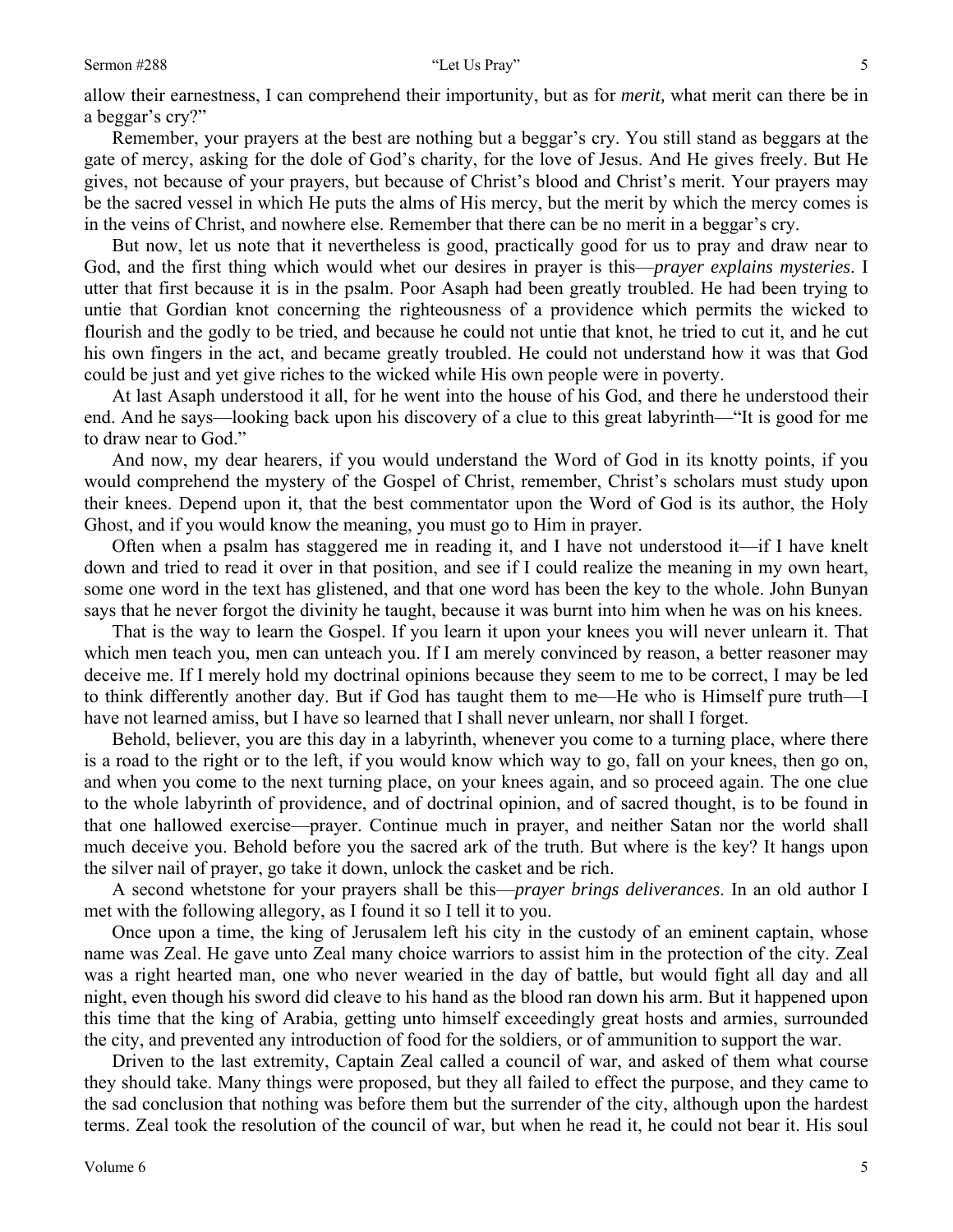allow their earnestness, I can comprehend their importunity, but as for *merit,* what merit can there be in a beggar's cry?"

Remember, your prayers at the best are nothing but a beggar's cry. You still stand as beggars at the gate of mercy, asking for the dole of God's charity, for the love of Jesus. And He gives freely. But He gives, not because of your prayers, but because of Christ's blood and Christ's merit. Your prayers may be the sacred vessel in which He puts the alms of His mercy, but the merit by which the mercy comes is in the veins of Christ, and nowhere else. Remember that there can be no merit in a beggar's cry.

But now, let us note that it nevertheless is good, practically good for us to pray and draw near to God, and the first thing which would whet our desires in prayer is this—*prayer explains mysteries*. I utter that first because it is in the psalm. Poor Asaph had been greatly troubled. He had been trying to untie that Gordian knot concerning the righteousness of a providence which permits the wicked to flourish and the godly to be tried, and because he could not untie that knot, he tried to cut it, and he cut his own fingers in the act, and became greatly troubled. He could not understand how it was that God could be just and yet give riches to the wicked while His own people were in poverty.

At last Asaph understood it all, for he went into the house of his God, and there he understood their end. And he says—looking back upon his discovery of a clue to this great labyrinth—"It is good for me to draw near to God."

And now, my dear hearers, if you would understand the Word of God in its knotty points, if you would comprehend the mystery of the Gospel of Christ, remember, Christ's scholars must study upon their knees. Depend upon it, that the best commentator upon the Word of God is its author, the Holy Ghost, and if you would know the meaning, you must go to Him in prayer.

Often when a psalm has staggered me in reading it, and I have not understood it—if I have knelt down and tried to read it over in that position, and see if I could realize the meaning in my own heart, some one word in the text has glistened, and that one word has been the key to the whole. John Bunyan says that he never forgot the divinity he taught, because it was burnt into him when he was on his knees.

That is the way to learn the Gospel. If you learn it upon your knees you will never unlearn it. That which men teach you, men can unteach you. If I am merely convinced by reason, a better reasoner may deceive me. If I merely hold my doctrinal opinions because they seem to me to be correct, I may be led to think differently another day. But if God has taught them to me—He who is Himself pure truth—I have not learned amiss, but I have so learned that I shall never unlearn, nor shall I forget.

Behold, believer, you are this day in a labyrinth, whenever you come to a turning place, where there is a road to the right or to the left, if you would know which way to go, fall on your knees, then go on, and when you come to the next turning place, on your knees again, and so proceed again. The one clue to the whole labyrinth of providence, and of doctrinal opinion, and of sacred thought, is to be found in that one hallowed exercise—prayer. Continue much in prayer, and neither Satan nor the world shall much deceive you. Behold before you the sacred ark of the truth. But where is the key? It hangs upon the silver nail of prayer, go take it down, unlock the casket and be rich.

A second whetstone for your prayers shall be this—*prayer brings deliverances*. In an old author I met with the following allegory, as I found it so I tell it to you.

Once upon a time, the king of Jerusalem left his city in the custody of an eminent captain, whose name was Zeal. He gave unto Zeal many choice warriors to assist him in the protection of the city. Zeal was a right hearted man, one who never wearied in the day of battle, but would fight all day and all night, even though his sword did cleave to his hand as the blood ran down his arm. But it happened upon this time that the king of Arabia, getting unto himself exceedingly great hosts and armies, surrounded the city, and prevented any introduction of food for the soldiers, or of ammunition to support the war.

Driven to the last extremity, Captain Zeal called a council of war, and asked of them what course they should take. Many things were proposed, but they all failed to effect the purpose, and they came to the sad conclusion that nothing was before them but the surrender of the city, although upon the hardest terms. Zeal took the resolution of the council of war, but when he read it, he could not bear it. His soul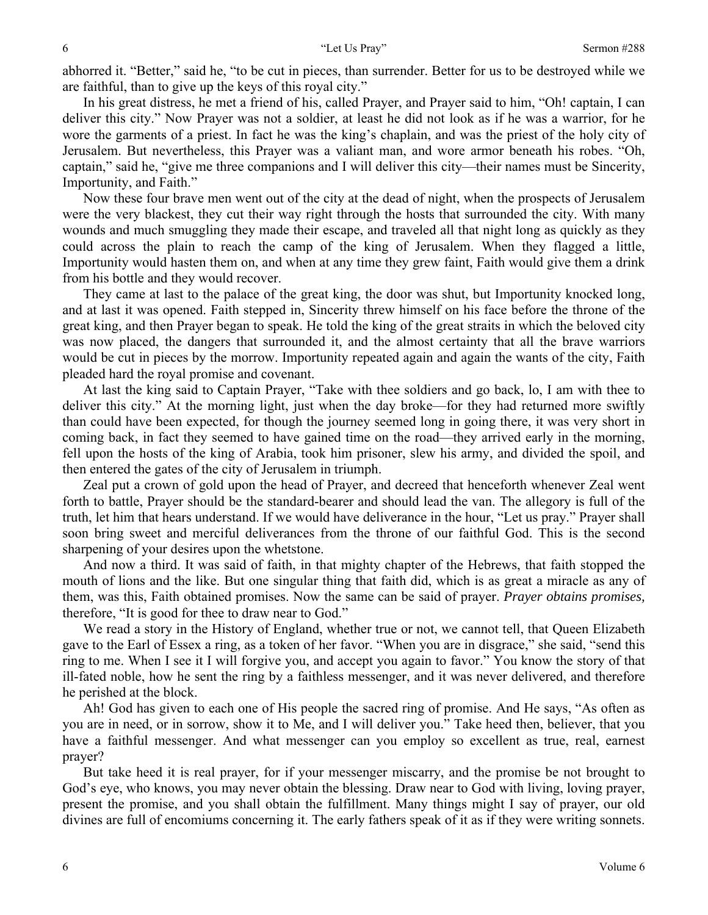abhorred it. "Better," said he, "to be cut in pieces, than surrender. Better for us to be destroyed while we are faithful, than to give up the keys of this royal city."

In his great distress, he met a friend of his, called Prayer, and Prayer said to him, "Oh! captain, I can deliver this city." Now Prayer was not a soldier, at least he did not look as if he was a warrior, for he wore the garments of a priest. In fact he was the king's chaplain, and was the priest of the holy city of Jerusalem. But nevertheless, this Prayer was a valiant man, and wore armor beneath his robes. "Oh, captain," said he, "give me three companions and I will deliver this city—their names must be Sincerity, Importunity, and Faith."

Now these four brave men went out of the city at the dead of night, when the prospects of Jerusalem were the very blackest, they cut their way right through the hosts that surrounded the city. With many wounds and much smuggling they made their escape, and traveled all that night long as quickly as they could across the plain to reach the camp of the king of Jerusalem. When they flagged a little, Importunity would hasten them on, and when at any time they grew faint, Faith would give them a drink from his bottle and they would recover.

They came at last to the palace of the great king, the door was shut, but Importunity knocked long, and at last it was opened. Faith stepped in, Sincerity threw himself on his face before the throne of the great king, and then Prayer began to speak. He told the king of the great straits in which the beloved city was now placed, the dangers that surrounded it, and the almost certainty that all the brave warriors would be cut in pieces by the morrow. Importunity repeated again and again the wants of the city, Faith pleaded hard the royal promise and covenant.

At last the king said to Captain Prayer, "Take with thee soldiers and go back, lo, I am with thee to deliver this city." At the morning light, just when the day broke—for they had returned more swiftly than could have been expected, for though the journey seemed long in going there, it was very short in coming back, in fact they seemed to have gained time on the road—they arrived early in the morning, fell upon the hosts of the king of Arabia, took him prisoner, slew his army, and divided the spoil, and then entered the gates of the city of Jerusalem in triumph.

Zeal put a crown of gold upon the head of Prayer, and decreed that henceforth whenever Zeal went forth to battle, Prayer should be the standard-bearer and should lead the van. The allegory is full of the truth, let him that hears understand. If we would have deliverance in the hour, "Let us pray." Prayer shall soon bring sweet and merciful deliverances from the throne of our faithful God. This is the second sharpening of your desires upon the whetstone.

And now a third. It was said of faith, in that mighty chapter of the Hebrews, that faith stopped the mouth of lions and the like. But one singular thing that faith did, which is as great a miracle as any of them, was this, Faith obtained promises. Now the same can be said of prayer. *Prayer obtains promises,* therefore, "It is good for thee to draw near to God."

We read a story in the History of England, whether true or not, we cannot tell, that Queen Elizabeth gave to the Earl of Essex a ring, as a token of her favor. "When you are in disgrace," she said, "send this ring to me. When I see it I will forgive you, and accept you again to favor." You know the story of that ill-fated noble, how he sent the ring by a faithless messenger, and it was never delivered, and therefore he perished at the block.

Ah! God has given to each one of His people the sacred ring of promise. And He says, "As often as you are in need, or in sorrow, show it to Me, and I will deliver you." Take heed then, believer, that you have a faithful messenger. And what messenger can you employ so excellent as true, real, earnest prayer?

But take heed it is real prayer, for if your messenger miscarry, and the promise be not brought to God's eye, who knows, you may never obtain the blessing. Draw near to God with living, loving prayer, present the promise, and you shall obtain the fulfillment. Many things might I say of prayer, our old divines are full of encomiums concerning it. The early fathers speak of it as if they were writing sonnets.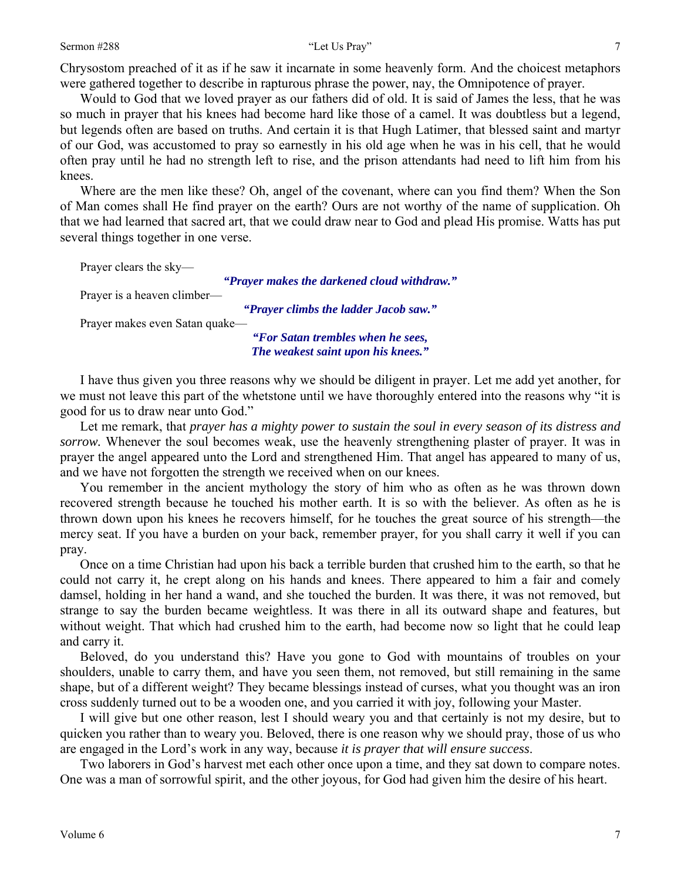Chrysostom preached of it as if he saw it incarnate in some heavenly form. And the choicest metaphors were gathered together to describe in rapturous phrase the power, nay, the Omnipotence of prayer.

Would to God that we loved prayer as our fathers did of old. It is said of James the less, that he was so much in prayer that his knees had become hard like those of a camel. It was doubtless but a legend, but legends often are based on truths. And certain it is that Hugh Latimer, that blessed saint and martyr of our God, was accustomed to pray so earnestly in his old age when he was in his cell, that he would often pray until he had no strength left to rise, and the prison attendants had need to lift him from his knees.

Where are the men like these? Oh, angel of the covenant, where can you find them? When the Son of Man comes shall He find prayer on the earth? Ours are not worthy of the name of supplication. Oh that we had learned that sacred art, that we could draw near to God and plead His promise. Watts has put several things together in one verse.

Prayer clears the sky—

> ***"Prayer makes the darkened cloud withdraw."***

Prayer is a heaven climber—

> ***"Prayer climbs the ladder Jacob saw."***

Prayer makes even Satan quake—

> ***"For Satan trembles when he sees,***
> ***The weakest saint upon his knees."***

I have thus given you three reasons why we should be diligent in prayer. Let me add yet another, for we must not leave this part of the whetstone until we have thoroughly entered into the reasons why "it is good for us to draw near unto God."

Let me remark, that *prayer has a mighty power to sustain the soul in every season of its distress and sorrow.* Whenever the soul becomes weak, use the heavenly strengthening plaster of prayer. It was in prayer the angel appeared unto the Lord and strengthened Him. That angel has appeared to many of us, and we have not forgotten the strength we received when on our knees.

You remember in the ancient mythology the story of him who as often as he was thrown down recovered strength because he touched his mother earth. It is so with the believer. As often as he is thrown down upon his knees he recovers himself, for he touches the great source of his strength—the mercy seat. If you have a burden on your back, remember prayer, for you shall carry it well if you can pray.

Once on a time Christian had upon his back a terrible burden that crushed him to the earth, so that he could not carry it, he crept along on his hands and knees. There appeared to him a fair and comely damsel, holding in her hand a wand, and she touched the burden. It was there, it was not removed, but strange to say the burden became weightless. It was there in all its outward shape and features, but without weight. That which had crushed him to the earth, had become now so light that he could leap and carry it.

Beloved, do you understand this? Have you gone to God with mountains of troubles on your shoulders, unable to carry them, and have you seen them, not removed, but still remaining in the same shape, but of a different weight? They became blessings instead of curses, what you thought was an iron cross suddenly turned out to be a wooden one, and you carried it with joy, following your Master.

I will give but one other reason, lest I should weary you and that certainly is not my desire, but to quicken you rather than to weary you. Beloved, there is one reason why we should pray, those of us who are engaged in the Lord's work in any way, because *it is prayer that will ensure success*.

Two laborers in God's harvest met each other once upon a time, and they sat down to compare notes. One was a man of sorrowful spirit, and the other joyous, for God had given him the desire of his heart.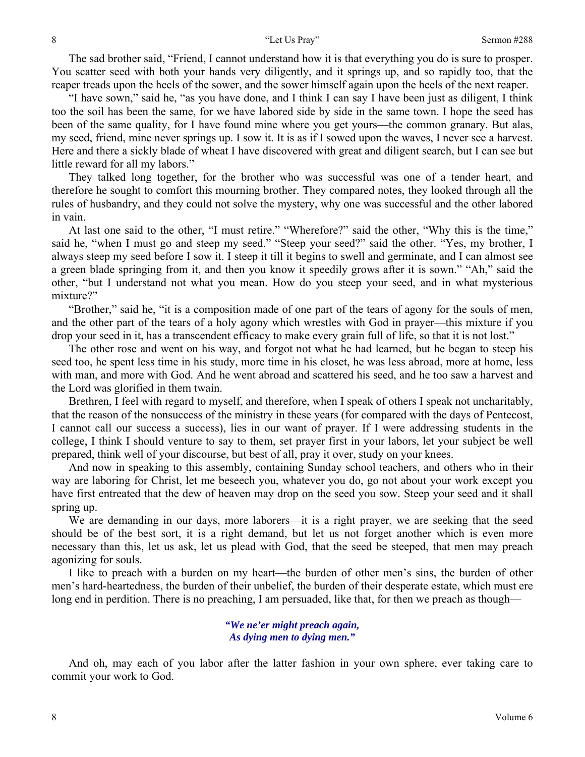The sad brother said, "Friend, I cannot understand how it is that everything you do is sure to prosper. You scatter seed with both your hands very diligently, and it springs up, and so rapidly too, that the reaper treads upon the heels of the sower, and the sower himself again upon the heels of the next reaper.

"I have sown," said he, "as you have done, and I think I can say I have been just as diligent, I think too the soil has been the same, for we have labored side by side in the same town. I hope the seed has been of the same quality, for I have found mine where you get yours—the common granary. But alas, my seed, friend, mine never springs up. I sow it. It is as if I sowed upon the waves, I never see a harvest. Here and there a sickly blade of wheat I have discovered with great and diligent search, but I can see but little reward for all my labors."

They talked long together, for the brother who was successful was one of a tender heart, and therefore he sought to comfort this mourning brother. They compared notes, they looked through all the rules of husbandry, and they could not solve the mystery, why one was successful and the other labored in vain.

At last one said to the other, "I must retire." "Wherefore?" said the other, "Why this is the time," said he, "when I must go and steep my seed." "Steep your seed?" said the other. "Yes, my brother, I always steep my seed before I sow it. I steep it till it begins to swell and germinate, and I can almost see a green blade springing from it, and then you know it speedily grows after it is sown." "Ah," said the other, "but I understand not what you mean. How do you steep your seed, and in what mysterious mixture?"

"Brother," said he, "it is a composition made of one part of the tears of agony for the souls of men, and the other part of the tears of a holy agony which wrestles with God in prayer—this mixture if you drop your seed in it, has a transcendent efficacy to make every grain full of life, so that it is not lost."

The other rose and went on his way, and forgot not what he had learned, but he began to steep his seed too, he spent less time in his study, more time in his closet, he was less abroad, more at home, less with man, and more with God. And he went abroad and scattered his seed, and he too saw a harvest and the Lord was glorified in them twain.

Brethren, I feel with regard to myself, and therefore, when I speak of others I speak not uncharitably, that the reason of the nonsuccess of the ministry in these years (for compared with the days of Pentecost, I cannot call our success a success), lies in our want of prayer. If I were addressing students in the college, I think I should venture to say to them, set prayer first in your labors, let your subject be well prepared, think well of your discourse, but best of all, pray it over, study on your knees.

And now in speaking to this assembly, containing Sunday school teachers, and others who in their way are laboring for Christ, let me beseech you, whatever you do, go not about your work except you have first entreated that the dew of heaven may drop on the seed you sow. Steep your seed and it shall spring up.

We are demanding in our days, more laborers—it is a right prayer, we are seeking that the seed should be of the best sort, it is a right demand, but let us not forget another which is even more necessary than this, let us ask, let us plead with God, that the seed be steeped, that men may preach agonizing for souls.

I like to preach with a burden on my heart—the burden of other men's sins, the burden of other men's hard-heartedness, the burden of their unbelief, the burden of their desperate estate, which must ere long end in perdition. There is no preaching, I am persuaded, like that, for then we preach as though—

*"We ne'er might preach again,*
*As dying men to dying men."*

And oh, may each of you labor after the latter fashion in your own sphere, ever taking care to commit your work to God.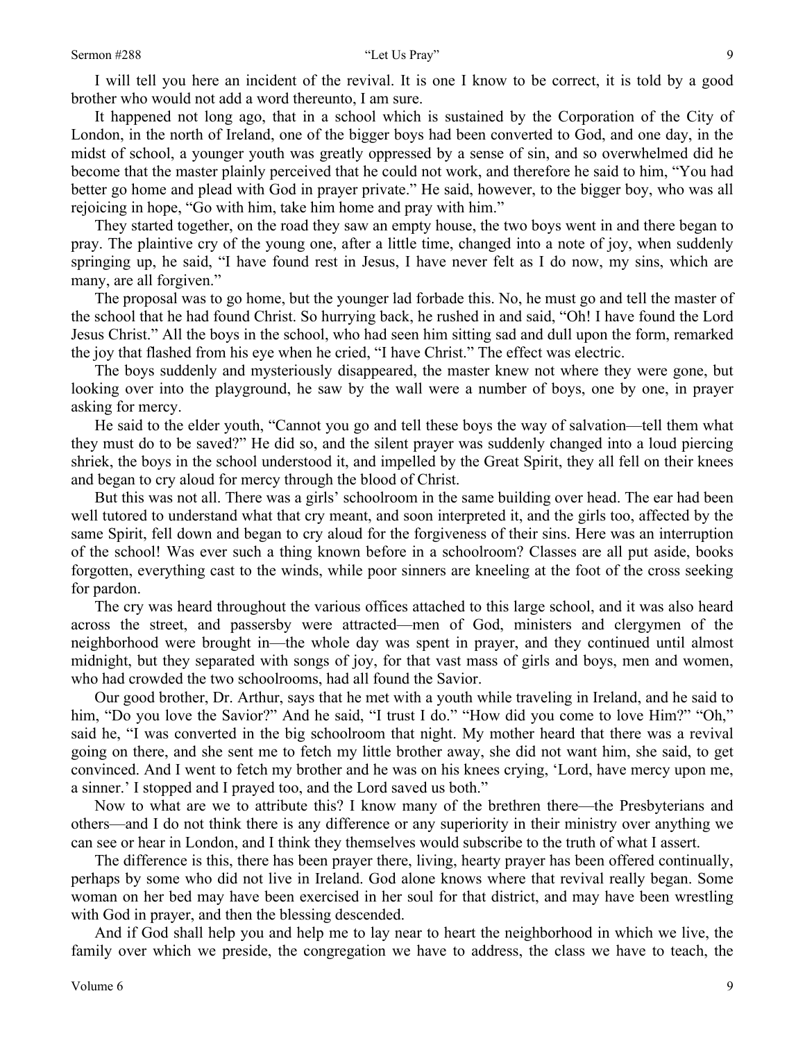I will tell you here an incident of the revival. It is one I know to be correct, it is told by a good brother who would not add a word thereunto, I am sure.

It happened not long ago, that in a school which is sustained by the Corporation of the City of London, in the north of Ireland, one of the bigger boys had been converted to God, and one day, in the midst of school, a younger youth was greatly oppressed by a sense of sin, and so overwhelmed did he become that the master plainly perceived that he could not work, and therefore he said to him, "You had better go home and plead with God in prayer private." He said, however, to the bigger boy, who was all rejoicing in hope, "Go with him, take him home and pray with him."

They started together, on the road they saw an empty house, the two boys went in and there began to pray. The plaintive cry of the young one, after a little time, changed into a note of joy, when suddenly springing up, he said, "I have found rest in Jesus, I have never felt as I do now, my sins, which are many, are all forgiven."

The proposal was to go home, but the younger lad forbade this. No, he must go and tell the master of the school that he had found Christ. So hurrying back, he rushed in and said, "Oh! I have found the Lord Jesus Christ." All the boys in the school, who had seen him sitting sad and dull upon the form, remarked the joy that flashed from his eye when he cried, "I have Christ." The effect was electric.

The boys suddenly and mysteriously disappeared, the master knew not where they were gone, but looking over into the playground, he saw by the wall were a number of boys, one by one, in prayer asking for mercy.

He said to the elder youth, "Cannot you go and tell these boys the way of salvation—tell them what they must do to be saved?" He did so, and the silent prayer was suddenly changed into a loud piercing shriek, the boys in the school understood it, and impelled by the Great Spirit, they all fell on their knees and began to cry aloud for mercy through the blood of Christ.

But this was not all. There was a girls' schoolroom in the same building over head. The ear had been well tutored to understand what that cry meant, and soon interpreted it, and the girls too, affected by the same Spirit, fell down and began to cry aloud for the forgiveness of their sins. Here was an interruption of the school! Was ever such a thing known before in a schoolroom? Classes are all put aside, books forgotten, everything cast to the winds, while poor sinners are kneeling at the foot of the cross seeking for pardon.

The cry was heard throughout the various offices attached to this large school, and it was also heard across the street, and passersby were attracted—men of God, ministers and clergymen of the neighborhood were brought in—the whole day was spent in prayer, and they continued until almost midnight, but they separated with songs of joy, for that vast mass of girls and boys, men and women, who had crowded the two schoolrooms, had all found the Savior.

Our good brother, Dr. Arthur, says that he met with a youth while traveling in Ireland, and he said to him, "Do you love the Savior?" And he said, "I trust I do." "How did you come to love Him?" "Oh," said he, "I was converted in the big schoolroom that night. My mother heard that there was a revival going on there, and she sent me to fetch my little brother away, she did not want him, she said, to get convinced. And I went to fetch my brother and he was on his knees crying, 'Lord, have mercy upon me, a sinner.' I stopped and I prayed too, and the Lord saved us both."

Now to what are we to attribute this? I know many of the brethren there—the Presbyterians and others—and I do not think there is any difference or any superiority in their ministry over anything we can see or hear in London, and I think they themselves would subscribe to the truth of what I assert.

The difference is this, there has been prayer there, living, hearty prayer has been offered continually, perhaps by some who did not live in Ireland. God alone knows where that revival really began. Some woman on her bed may have been exercised in her soul for that district, and may have been wrestling with God in prayer, and then the blessing descended.

And if God shall help you and help me to lay near to heart the neighborhood in which we live, the family over which we preside, the congregation we have to address, the class we have to teach, the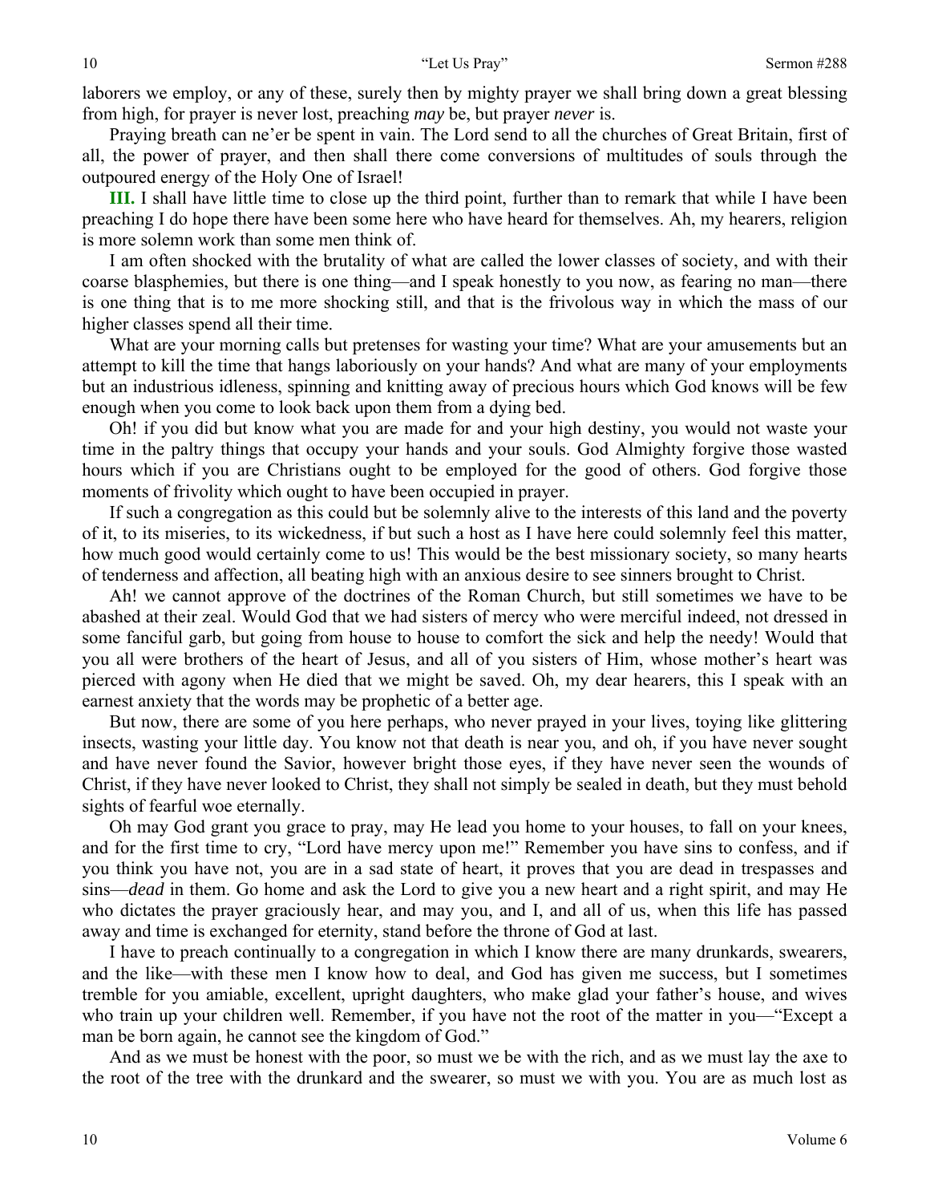laborers we employ, or any of these, surely then by mighty prayer we shall bring down a great blessing from high, for prayer is never lost, preaching *may* be, but prayer *never* is.

Praying breath can ne'er be spent in vain. The Lord send to all the churches of Great Britain, first of all, the power of prayer, and then shall there come conversions of multitudes of souls through the outpoured energy of the Holy One of Israel!

**III.** I shall have little time to close up the third point, further than to remark that while I have been preaching I do hope there have been some here who have heard for themselves. Ah, my hearers, religion is more solemn work than some men think of.

I am often shocked with the brutality of what are called the lower classes of society, and with their coarse blasphemies, but there is one thing—and I speak honestly to you now, as fearing no man—there is one thing that is to me more shocking still, and that is the frivolous way in which the mass of our higher classes spend all their time.

What are your morning calls but pretenses for wasting your time? What are your amusements but an attempt to kill the time that hangs laboriously on your hands? And what are many of your employments but an industrious idleness, spinning and knitting away of precious hours which God knows will be few enough when you come to look back upon them from a dying bed.

Oh! if you did but know what you are made for and your high destiny, you would not waste your time in the paltry things that occupy your hands and your souls. God Almighty forgive those wasted hours which if you are Christians ought to be employed for the good of others. God forgive those moments of frivolity which ought to have been occupied in prayer.

If such a congregation as this could but be solemnly alive to the interests of this land and the poverty of it, to its miseries, to its wickedness, if but such a host as I have here could solemnly feel this matter, how much good would certainly come to us! This would be the best missionary society, so many hearts of tenderness and affection, all beating high with an anxious desire to see sinners brought to Christ.

Ah! we cannot approve of the doctrines of the Roman Church, but still sometimes we have to be abashed at their zeal. Would God that we had sisters of mercy who were merciful indeed, not dressed in some fanciful garb, but going from house to house to comfort the sick and help the needy! Would that you all were brothers of the heart of Jesus, and all of you sisters of Him, whose mother's heart was pierced with agony when He died that we might be saved. Oh, my dear hearers, this I speak with an earnest anxiety that the words may be prophetic of a better age.

But now, there are some of you here perhaps, who never prayed in your lives, toying like glittering insects, wasting your little day. You know not that death is near you, and oh, if you have never sought and have never found the Savior, however bright those eyes, if they have never seen the wounds of Christ, if they have never looked to Christ, they shall not simply be sealed in death, but they must behold sights of fearful woe eternally.

Oh may God grant you grace to pray, may He lead you home to your houses, to fall on your knees, and for the first time to cry, "Lord have mercy upon me!" Remember you have sins to confess, and if you think you have not, you are in a sad state of heart, it proves that you are dead in trespasses and sins—*dead* in them. Go home and ask the Lord to give you a new heart and a right spirit, and may He who dictates the prayer graciously hear, and may you, and I, and all of us, when this life has passed away and time is exchanged for eternity, stand before the throne of God at last.

I have to preach continually to a congregation in which I know there are many drunkards, swearers, and the like—with these men I know how to deal, and God has given me success, but I sometimes tremble for you amiable, excellent, upright daughters, who make glad your father's house, and wives who train up your children well. Remember, if you have not the root of the matter in you—"Except a man be born again, he cannot see the kingdom of God."

And as we must be honest with the poor, so must we be with the rich, and as we must lay the axe to the root of the tree with the drunkard and the swearer, so must we with you. You are as much lost as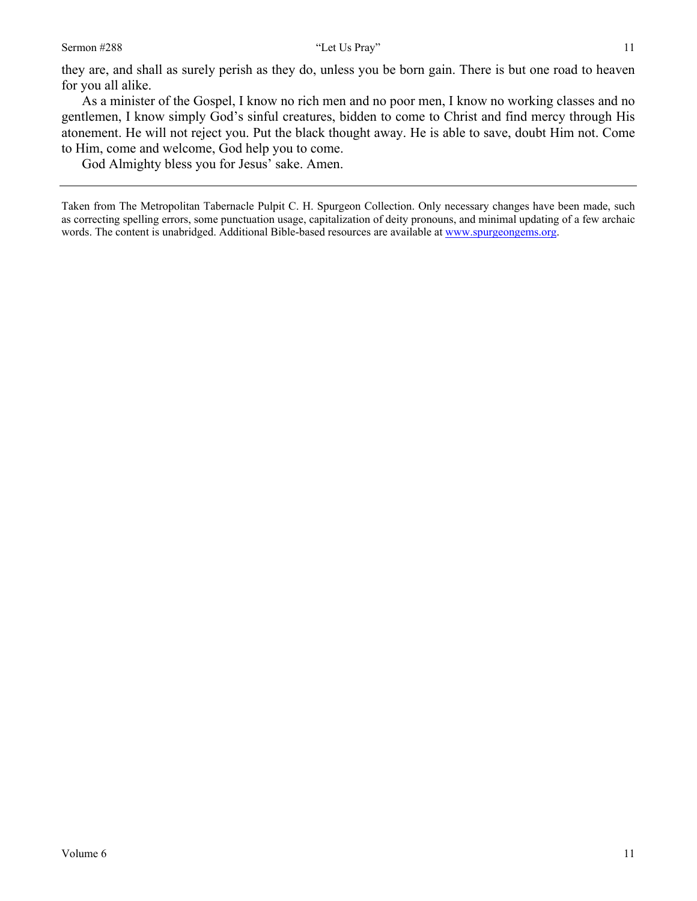they are, and shall as surely perish as they do, unless you be born gain. There is but one road to heaven for you all alike.

As a minister of the Gospel, I know no rich men and no poor men, I know no working classes and no gentlemen, I know simply God's sinful creatures, bidden to come to Christ and find mercy through His atonement. He will not reject you. Put the black thought away. He is able to save, doubt Him not. Come to Him, come and welcome, God help you to come.

God Almighty bless you for Jesus' sake. Amen.

---

Taken from The Metropolitan Tabernacle Pulpit C. H. Spurgeon Collection. Only necessary changes have been made, such as correcting spelling errors, some punctuation usage, capitalization of deity pronouns, and minimal updating of a few archaic words. The content is unabridged. Additional Bible-based resources are available at [www.spurgeongems.org](http://www.spurgeongems.org).